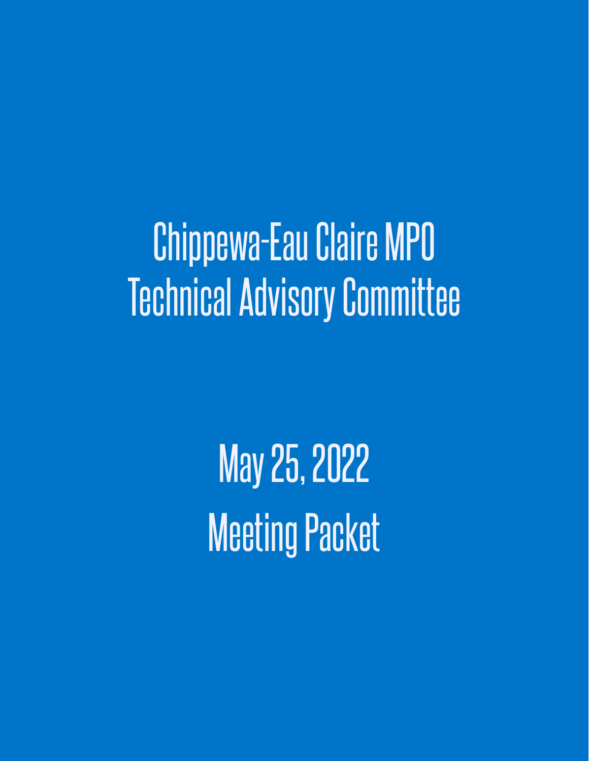# Chippewa-Eau Claire MPO
# Technical Advisory Committee

## May 25, 2022
## Meeting Packet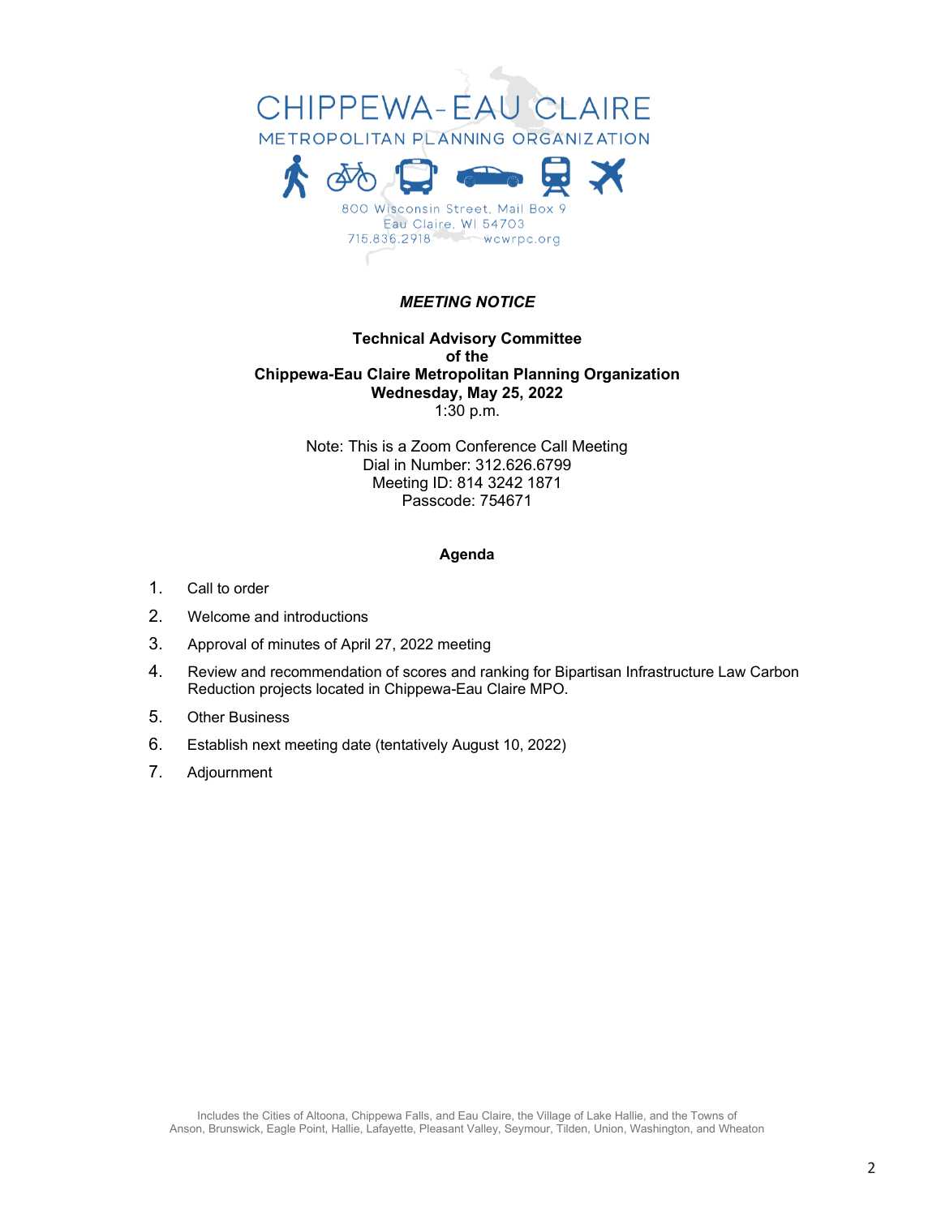# CHIPPEWA-EAU CLAIRE

## METROPOLITAN PLANNING ORGANIZATION

800 Wisconsin Street, Mail Box 9
Eau Claire, WI 54703
715.836.2918 wcwrpc.org

***MEETING NOTICE***

**Technical Advisory Committee**
**of the**
**Chippewa-Eau Claire Metropolitan Planning Organization**
**Wednesday, May 25, 2022**
1:30 p.m.

Note: This is a Zoom Conference Call Meeting
Dial in Number: 312.626.6799
Meeting ID: 814 3242 1871
Passcode: 754671

**Agenda**

1. Call to order
2. Welcome and introductions
3. Approval of minutes of April 27, 2022 meeting
4. Review and recommendation of scores and ranking for Bipartisan Infrastructure Law Carbon Reduction projects located in Chippewa-Eau Claire MPO.
5. Other Business
6. Establish next meeting date (tentatively August 10, 2022)
7. Adjournment

Includes the Cities of Altoona, Chippewa Falls, and Eau Claire, the Village of Lake Hallie, and the Towns of Anson, Brunswick, Eagle Point, Hallie, Lafayette, Pleasant Valley, Seymour, Tilden, Union, Washington, and Wheaton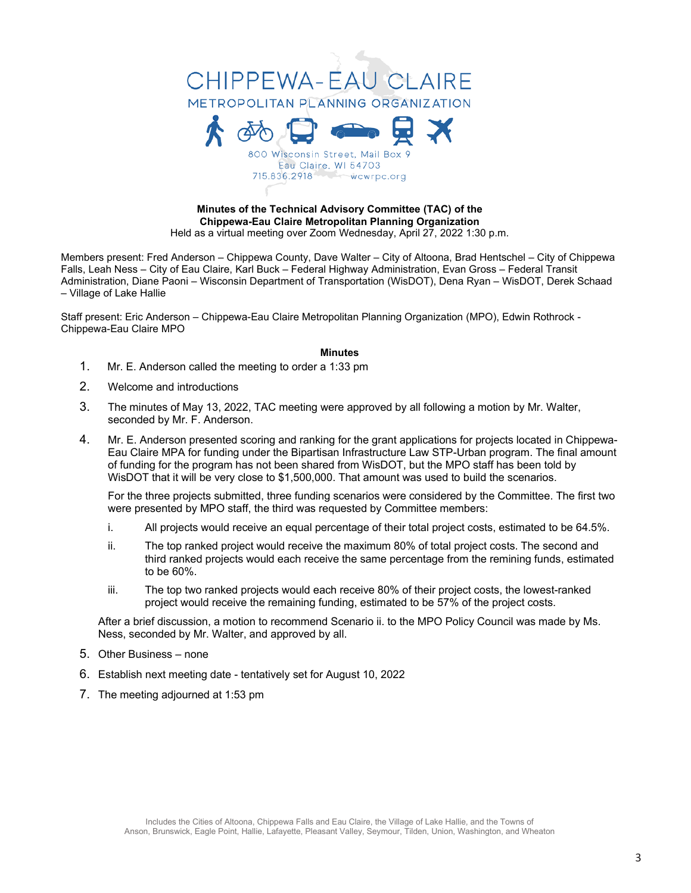CHIPPEWA-EAU CLAIRE

METROPOLITAN PLANNING ORGANIZATION

800 Wisconsin Street, Mail Box 9
Eau Claire, WI 54703
715.836.2918 wcwrpc.org

**Minutes of the Technical Advisory Committee (TAC) of the**
**Chippewa-Eau Claire Metropolitan Planning Organization**
Held as a virtual meeting over Zoom Wednesday, April 27, 2022 1:30 p.m.

Members present: Fred Anderson – Chippewa County, Dave Walter – City of Altoona, Brad Hentschel – City of Chippewa Falls, Leah Ness – City of Eau Claire, Karl Buck – Federal Highway Administration, Evan Gross – Federal Transit Administration, Diane Paoni – Wisconsin Department of Transportation (WisDOT), Dena Ryan – WisDOT, Derek Schaad – Village of Lake Hallie

Staff present: Eric Anderson – Chippewa-Eau Claire Metropolitan Planning Organization (MPO), Edwin Rothrock - Chippewa-Eau Claire MPO

**Minutes**

1. Mr. E. Anderson called the meeting to order a 1:33 pm
2. Welcome and introductions
3. The minutes of May 13, 2022, TAC meeting were approved by all following a motion by Mr. Walter, seconded by Mr. F. Anderson.
4. Mr. E. Anderson presented scoring and ranking for the grant applications for projects located in Chippewa-Eau Claire MPA for funding under the Bipartisan Infrastructure Law STP-Urban program. The final amount of funding for the program has not been shared from WisDOT, but the MPO staff has been told by WisDOT that it will be very close to $1,500,000. That amount was used to build the scenarios.

   For the three projects submitted, three funding scenarios were considered by the Committee. The first two were presented by MPO staff, the third was requested by Committee members:

   i. All projects would receive an equal percentage of their total project costs, estimated to be 64.5%.
   ii. The top ranked project would receive the maximum 80% of total project costs. The second and third ranked projects would each receive the same percentage from the remining funds, estimated to be 60%.
   iii. The top two ranked projects would each receive 80% of their project costs, the lowest-ranked project would receive the remaining funding, estimated to be 57% of the project costs.

   After a brief discussion, a motion to recommend Scenario ii. to the MPO Policy Council was made by Ms. Ness, seconded by Mr. Walter, and approved by all.
5. Other Business – none
6. Establish next meeting date - tentatively set for August 10, 2022
7. The meeting adjourned at 1:53 pm

Includes the Cities of Altoona, Chippewa Falls and Eau Claire, the Village of Lake Hallie, and the Towns of Anson, Brunswick, Eagle Point, Hallie, Lafayette, Pleasant Valley, Seymour, Tilden, Union, Washington, and Wheaton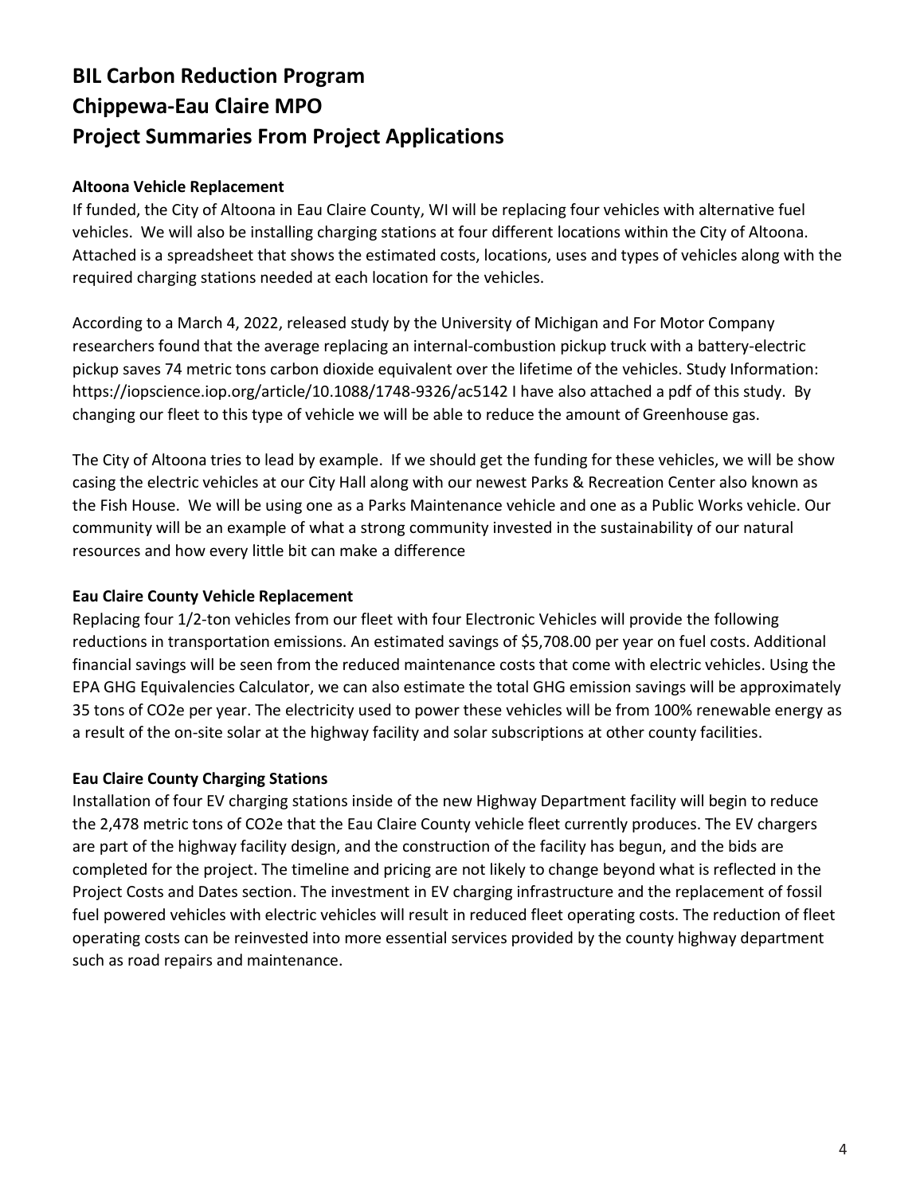# BIL Carbon Reduction Program
# Chippewa-Eau Claire MPO
# Project Summaries From Project Applications

**Altoona Vehicle Replacement**

If funded, the City of Altoona in Eau Claire County, WI will be replacing four vehicles with alternative fuel vehicles. We will also be installing charging stations at four different locations within the City of Altoona. Attached is a spreadsheet that shows the estimated costs, locations, uses and types of vehicles along with the required charging stations needed at each location for the vehicles.

According to a March 4, 2022, released study by the University of Michigan and For Motor Company researchers found that the average replacing an internal-combustion pickup truck with a battery-electric pickup saves 74 metric tons carbon dioxide equivalent over the lifetime of the vehicles. Study Information: https://iopscience.iop.org/article/10.1088/1748-9326/ac5142 I have also attached a pdf of this study. By changing our fleet to this type of vehicle we will be able to reduce the amount of Greenhouse gas.

The City of Altoona tries to lead by example. If we should get the funding for these vehicles, we will be show casing the electric vehicles at our City Hall along with our newest Parks & Recreation Center also known as the Fish House. We will be using one as a Parks Maintenance vehicle and one as a Public Works vehicle. Our community will be an example of what a strong community invested in the sustainability of our natural resources and how every little bit can make a difference

**Eau Claire County Vehicle Replacement**

Replacing four 1/2-ton vehicles from our fleet with four Electronic Vehicles will provide the following reductions in transportation emissions. An estimated savings of $5,708.00 per year on fuel costs. Additional financial savings will be seen from the reduced maintenance costs that come with electric vehicles. Using the EPA GHG Equivalencies Calculator, we can also estimate the total GHG emission savings will be approximately 35 tons of CO2e per year. The electricity used to power these vehicles will be from 100% renewable energy as a result of the on-site solar at the highway facility and solar subscriptions at other county facilities.

**Eau Claire County Charging Stations**

Installation of four EV charging stations inside of the new Highway Department facility will begin to reduce the 2,478 metric tons of CO2e that the Eau Claire County vehicle fleet currently produces. The EV chargers are part of the highway facility design, and the construction of the facility has begun, and the bids are completed for the project. The timeline and pricing are not likely to change beyond what is reflected in the Project Costs and Dates section. The investment in EV charging infrastructure and the replacement of fossil fuel powered vehicles with electric vehicles will result in reduced fleet operating costs. The reduction of fleet operating costs can be reinvested into more essential services provided by the county highway department such as road repairs and maintenance.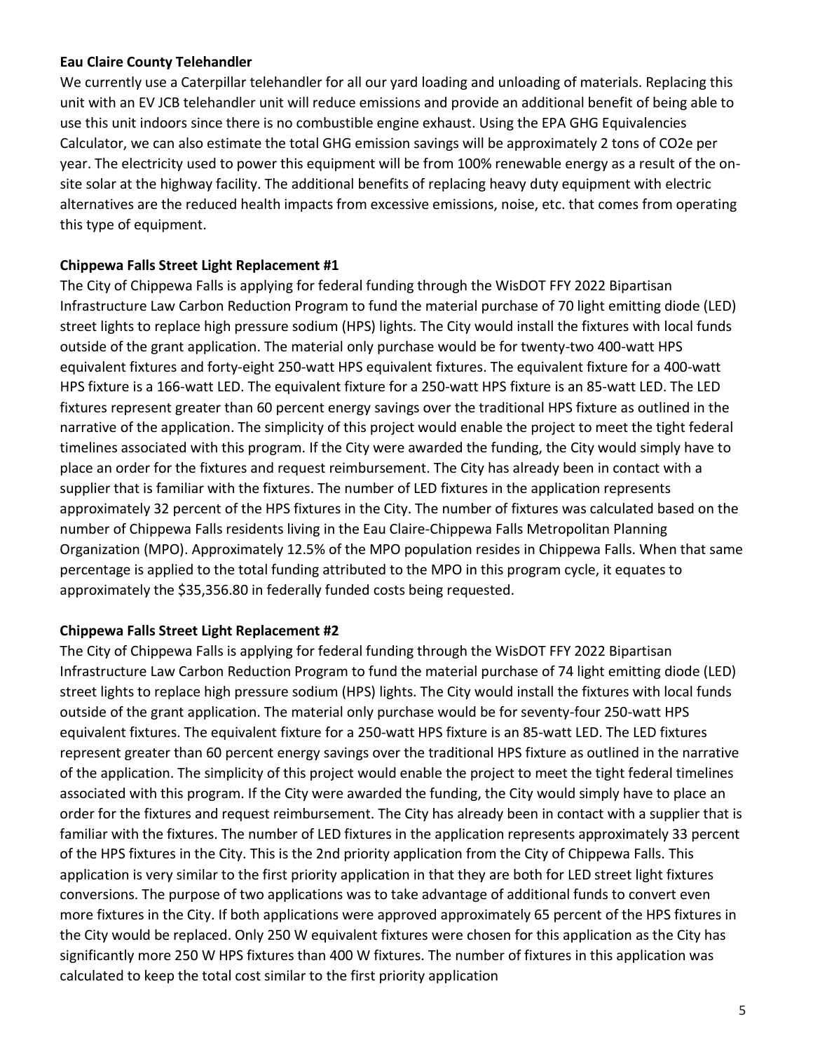**Eau Claire County Telehandler**

We currently use a Caterpillar telehandler for all our yard loading and unloading of materials. Replacing this unit with an EV JCB telehandler unit will reduce emissions and provide an additional benefit of being able to use this unit indoors since there is no combustible engine exhaust. Using the EPA GHG Equivalencies Calculator, we can also estimate the total GHG emission savings will be approximately 2 tons of $CO_2e$ per year. The electricity used to power this equipment will be from 100% renewable energy as a result of the on-site solar at the highway facility. The additional benefits of replacing heavy duty equipment with electric alternatives are the reduced health impacts from excessive emissions, noise, etc. that comes from operating this type of equipment.

**Chippewa Falls Street Light Replacement #1**

The City of Chippewa Falls is applying for federal funding through the WisDOT FFY 2022 Bipartisan Infrastructure Law Carbon Reduction Program to fund the material purchase of 70 light emitting diode (LED) street lights to replace high pressure sodium (HPS) lights. The City would install the fixtures with local funds outside of the grant application. The material only purchase would be for twenty-two 400-watt HPS equivalent fixtures and forty-eight 250-watt HPS equivalent fixtures. The equivalent fixture for a 400-watt HPS fixture is a 166-watt LED. The equivalent fixture for a 250-watt HPS fixture is an 85-watt LED. The LED fixtures represent greater than 60 percent energy savings over the traditional HPS fixture as outlined in the narrative of the application. The simplicity of this project would enable the project to meet the tight federal timelines associated with this program. If the City were awarded the funding, the City would simply have to place an order for the fixtures and request reimbursement. The City has already been in contact with a supplier that is familiar with the fixtures. The number of LED fixtures in the application represents approximately 32 percent of the HPS fixtures in the City. The number of fixtures was calculated based on the number of Chippewa Falls residents living in the Eau Claire-Chippewa Falls Metropolitan Planning Organization (MPO). Approximately 12.5% of the MPO population resides in Chippewa Falls. When that same percentage is applied to the total funding attributed to the MPO in this program cycle, it equates to approximately the $35,356.80 in federally funded costs being requested.

**Chippewa Falls Street Light Replacement #2**

The City of Chippewa Falls is applying for federal funding through the WisDOT FFY 2022 Bipartisan Infrastructure Law Carbon Reduction Program to fund the material purchase of 74 light emitting diode (LED) street lights to replace high pressure sodium (HPS) lights. The City would install the fixtures with local funds outside of the grant application. The material only purchase would be for seventy-four 250-watt HPS equivalent fixtures. The equivalent fixture for a 250-watt HPS fixture is an 85-watt LED. The LED fixtures represent greater than 60 percent energy savings over the traditional HPS fixture as outlined in the narrative of the application. The simplicity of this project would enable the project to meet the tight federal timelines associated with this program. If the City were awarded the funding, the City would simply have to place an order for the fixtures and request reimbursement. The City has already been in contact with a supplier that is familiar with the fixtures. The number of LED fixtures in the application represents approximately 33 percent of the HPS fixtures in the City. This is the 2nd priority application from the City of Chippewa Falls. This application is very similar to the first priority application in that they are both for LED street light fixtures conversions. The purpose of two applications was to take advantage of additional funds to convert even more fixtures in the City. If both applications were approved approximately 65 percent of the HPS fixtures in the City would be replaced. Only 250 W equivalent fixtures were chosen for this application as the City has significantly more 250 W HPS fixtures than 400 W fixtures. The number of fixtures in this application was calculated to keep the total cost similar to the first priority application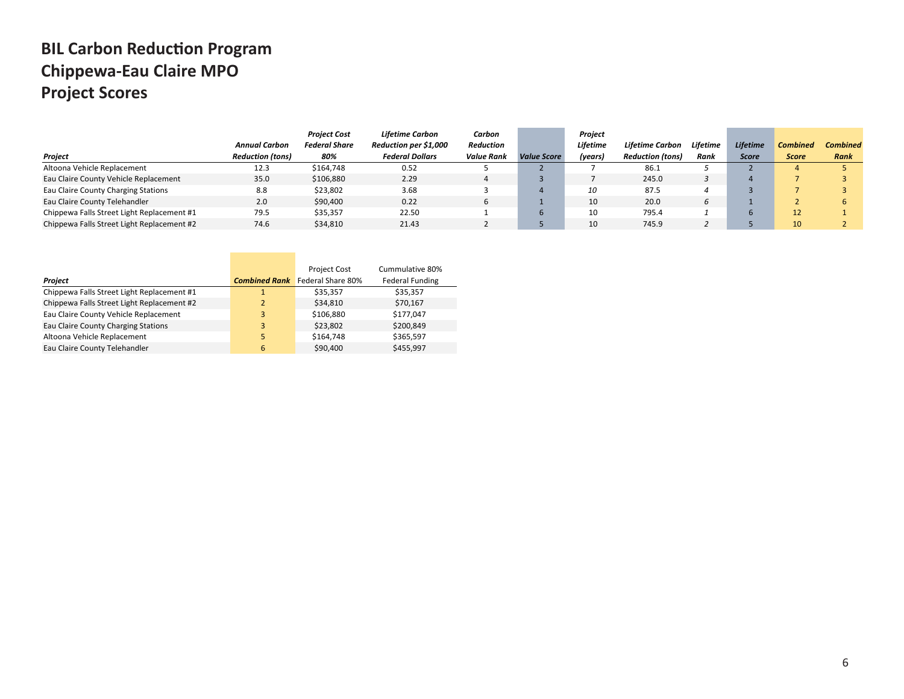# BIL Carbon Reduction Program
# Chippewa-Eau Claire MPO
# Project Scores

| *Project* | *Annual Carbon Reduction (tons)* | *Project Cost Federal Share 80%* | *Lifetime Carbon Reduction per $1,000 Federal Dollars* | *Carbon Reduction Value Rank* | *Value Score* | *Project Lifetime (years)* | *Lifetime Carbon Reduction (tons)* | *Lifetime Rank* | *Lifetime Score* | *Combined Score* | *Combined Rank* |
|---|---|---|---|---|---|---|---|---|---|---|---|
| Altoona Vehicle Replacement | 12.3 | $164,748 | 0.52 | 5 | 2 | 7 | 86.1 | *5* | 2 | 4 | 5 |
| Eau Claire County Vehicle Replacement | 35.0 | $106,880 | 2.29 | 4 | 3 | 7 | 245.0 | *3* | 4 | 7 | 3 |
| Eau Claire County Charging Stations | 8.8 | $23,802 | 3.68 | 3 | 4 | *10* | 87.5 | *4* | 3 | 7 | 3 |
| Eau Claire County Telehandler | 2.0 | $90,400 | 0.22 | 6 | 1 | 10 | 20.0 | *6* | 1 | 2 | 6 |
| Chippewa Falls Street Light Replacement #1 | 79.5 | $35,357 | 22.50 | 1 | 6 | 10 | 795.4 | *1* | 6 | 12 | 1 |
| Chippewa Falls Street Light Replacement #2 | 74.6 | $34,810 | 21.43 | 2 | 5 | 10 | 745.9 | *2* | 5 | 10 | 2 |

| *Project* | *Combined Rank* | Project Cost Federal Share 80% | Cummulative 80% Federal Funding |
|---|---|---|---|
| Chippewa Falls Street Light Replacement #1 | 1 | $35,357 | $35,357 |
| Chippewa Falls Street Light Replacement #2 | 2 | $34,810 | $70,167 |
| Eau Claire County Vehicle Replacement | 3 | $106,880 | $177,047 |
| Eau Claire County Charging Stations | 3 | $23,802 | $200,849 |
| Altoona Vehicle Replacement | 5 | $164,748 | $365,597 |
| Eau Claire County Telehandler | 6 | $90,400 | $455,997 |